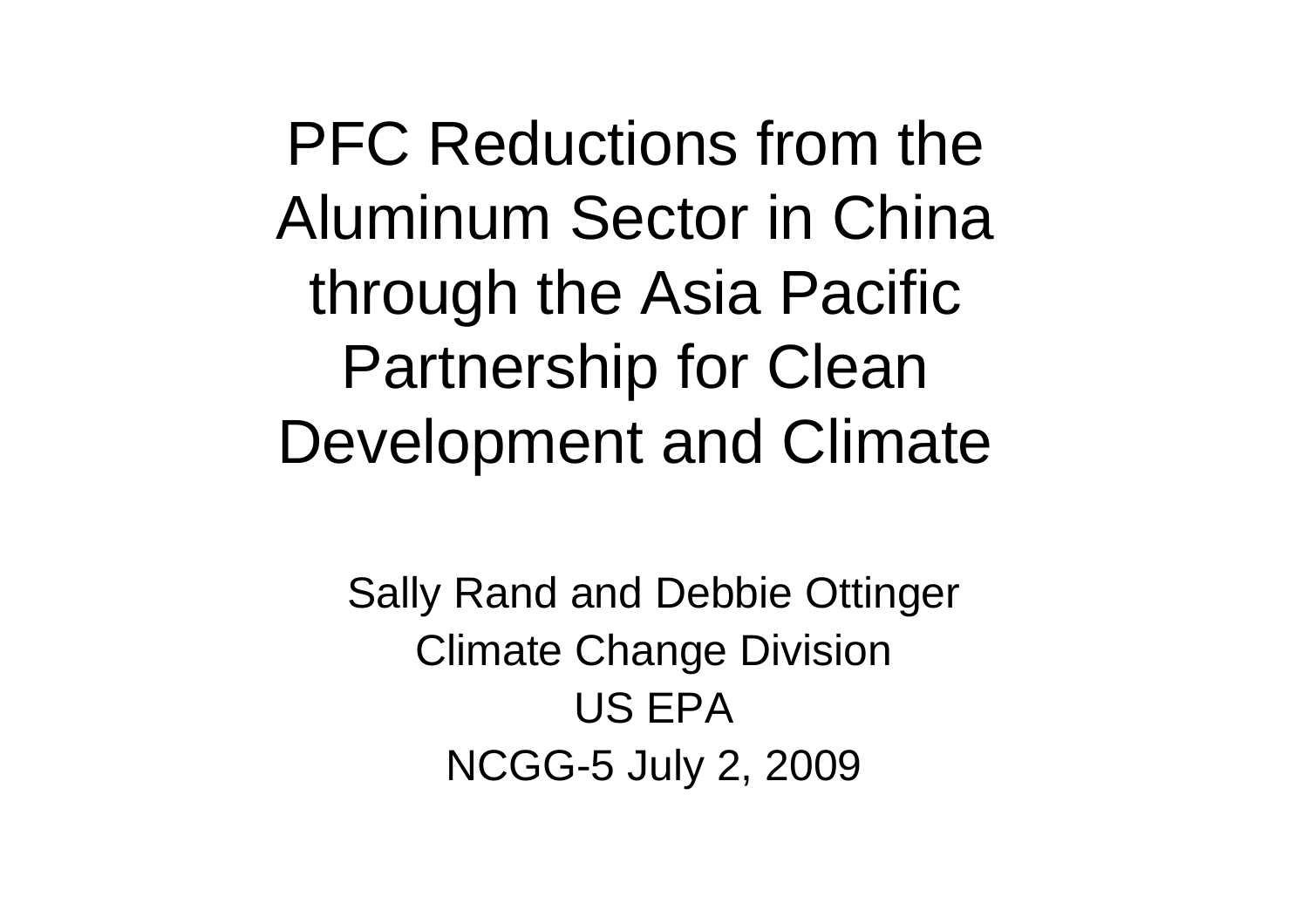# PFC Reductions from the Aluminum Sector in China through the Asia Pacific Partnership for Clean Development and Climate

Sally Rand and Debbie Ottinger

Climate Change Division

US EPA

NCGG-5 July 2, 2009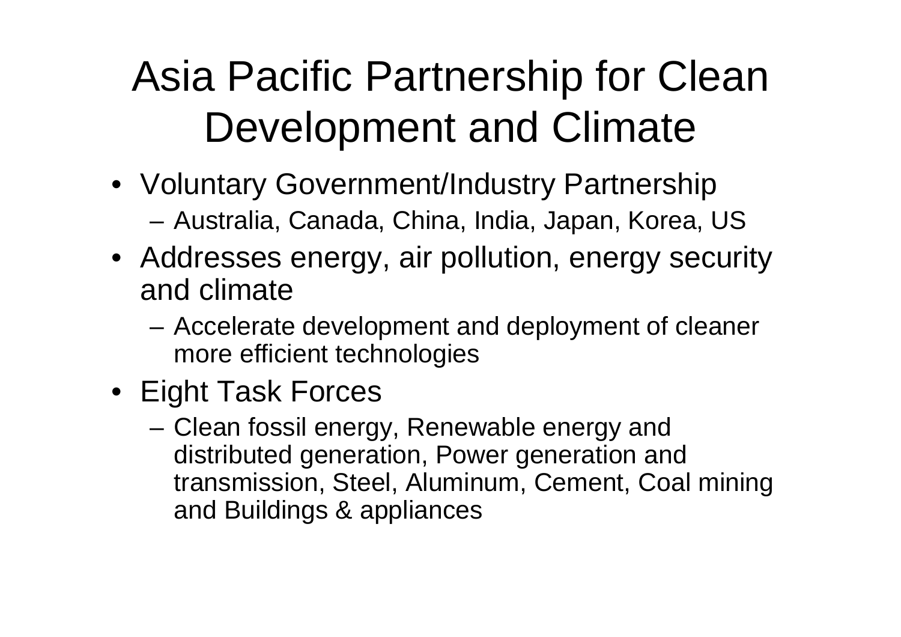# Asia Pacific Partnership for Clean Development and Climate

- Voluntary Government/Industry Partnership
  - Australia, Canada, China, India, Japan, Korea, US
- Addresses energy, air pollution, energy security and climate
  - Accelerate development and deployment of cleaner more efficient technologies
- Eight Task Forces
  - Clean fossil energy, Renewable energy and distributed generation, Power generation and transmission, Steel, Aluminum, Cement, Coal mining and Buildings & appliances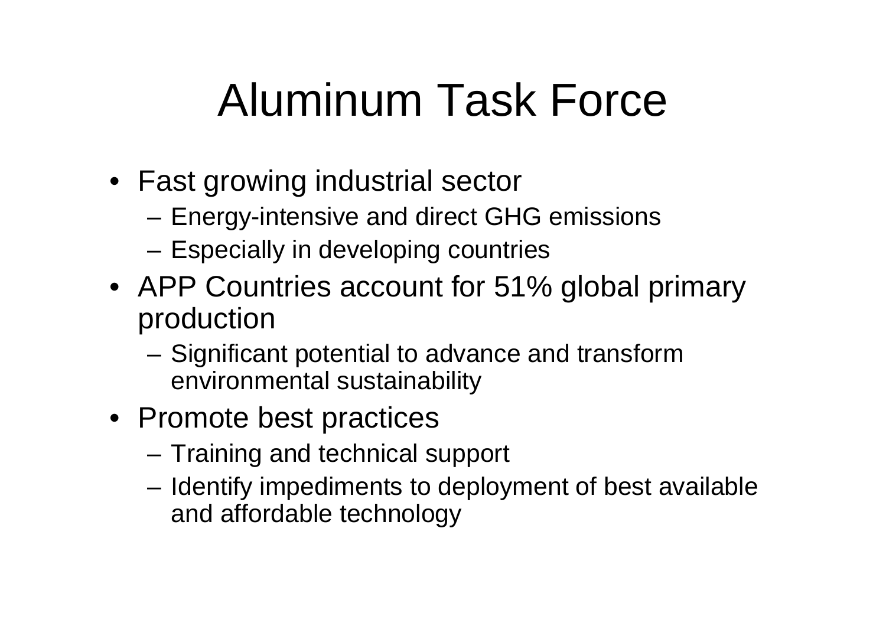# Aluminum Task Force

- Fast growing industrial sector
  - Energy-intensive and direct GHG emissions
  - Especially in developing countries
- APP Countries account for 51% global primary production
  - Significant potential to advance and transform environmental sustainability
- Promote best practices
  - Training and technical support
  - Identify impediments to deployment of best available and affordable technology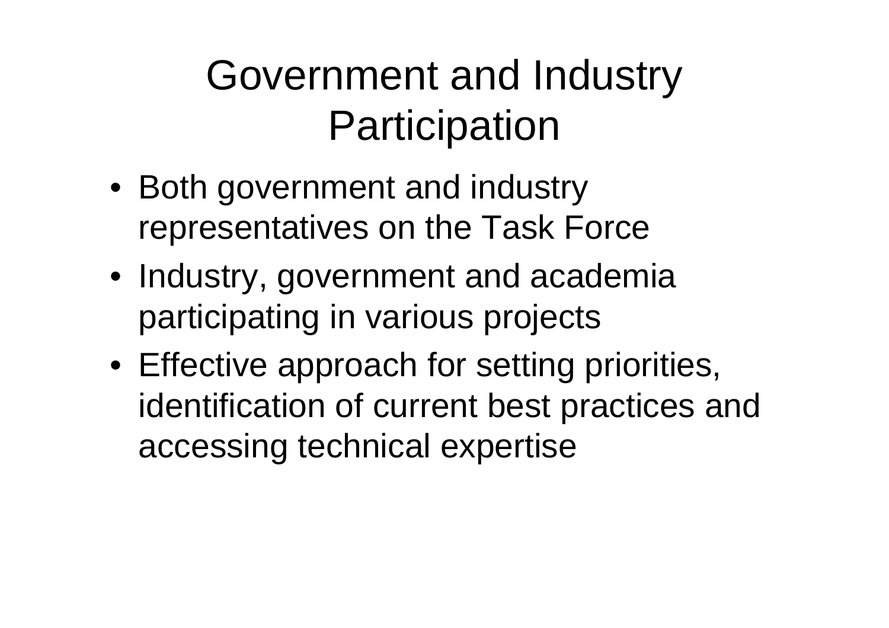# Government and Industry Participation

- Both government and industry representatives on the Task Force
- Industry, government and academia participating in various projects
- Effective approach for setting priorities, identification of current best practices and accessing technical expertise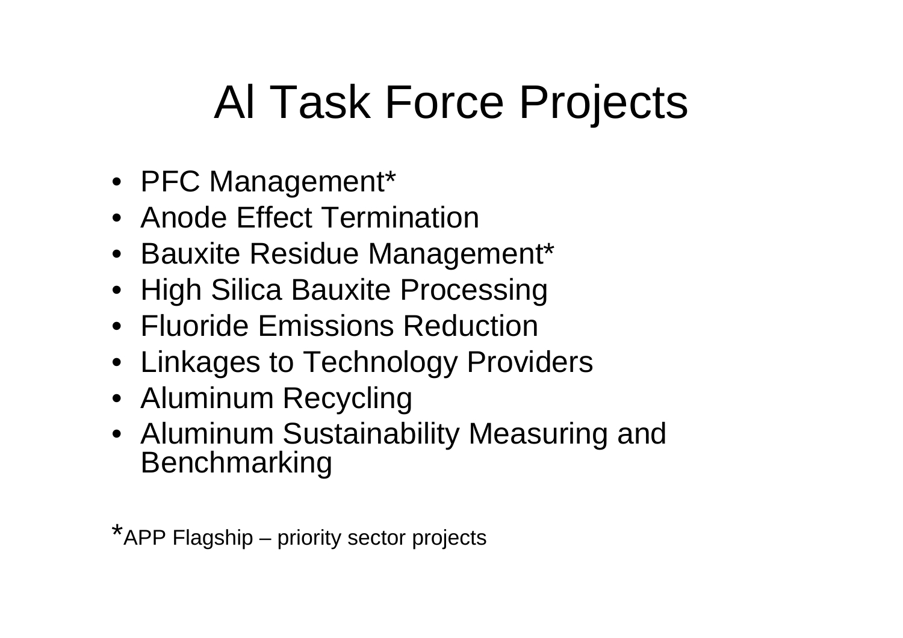# Al Task Force Projects

- PFC Management*
- Anode Effect Termination
- Bauxite Residue Management*
- High Silica Bauxite Processing
- Fluoride Emissions Reduction
- Linkages to Technology Providers
- Aluminum Recycling
- Aluminum Sustainability Measuring and Benchmarking

*APP Flagship – priority sector projects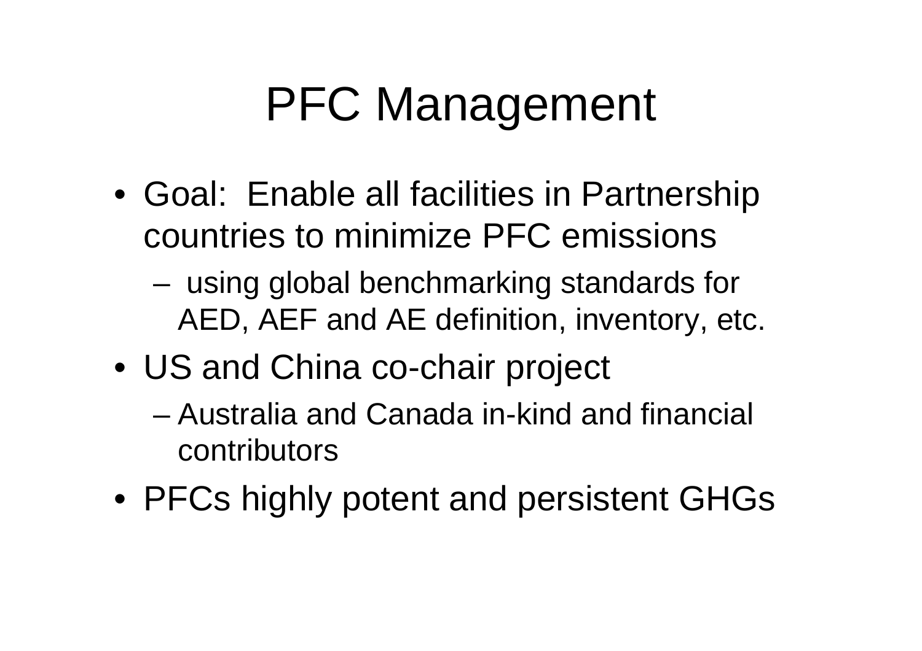# PFC Management

- Goal: Enable all facilities in Partnership countries to minimize PFC emissions
  - using global benchmarking standards for AED, AEF and AE definition, inventory, etc.
- US and China co-chair project
  - Australia and Canada in-kind and financial contributors
- PFCs highly potent and persistent GHGs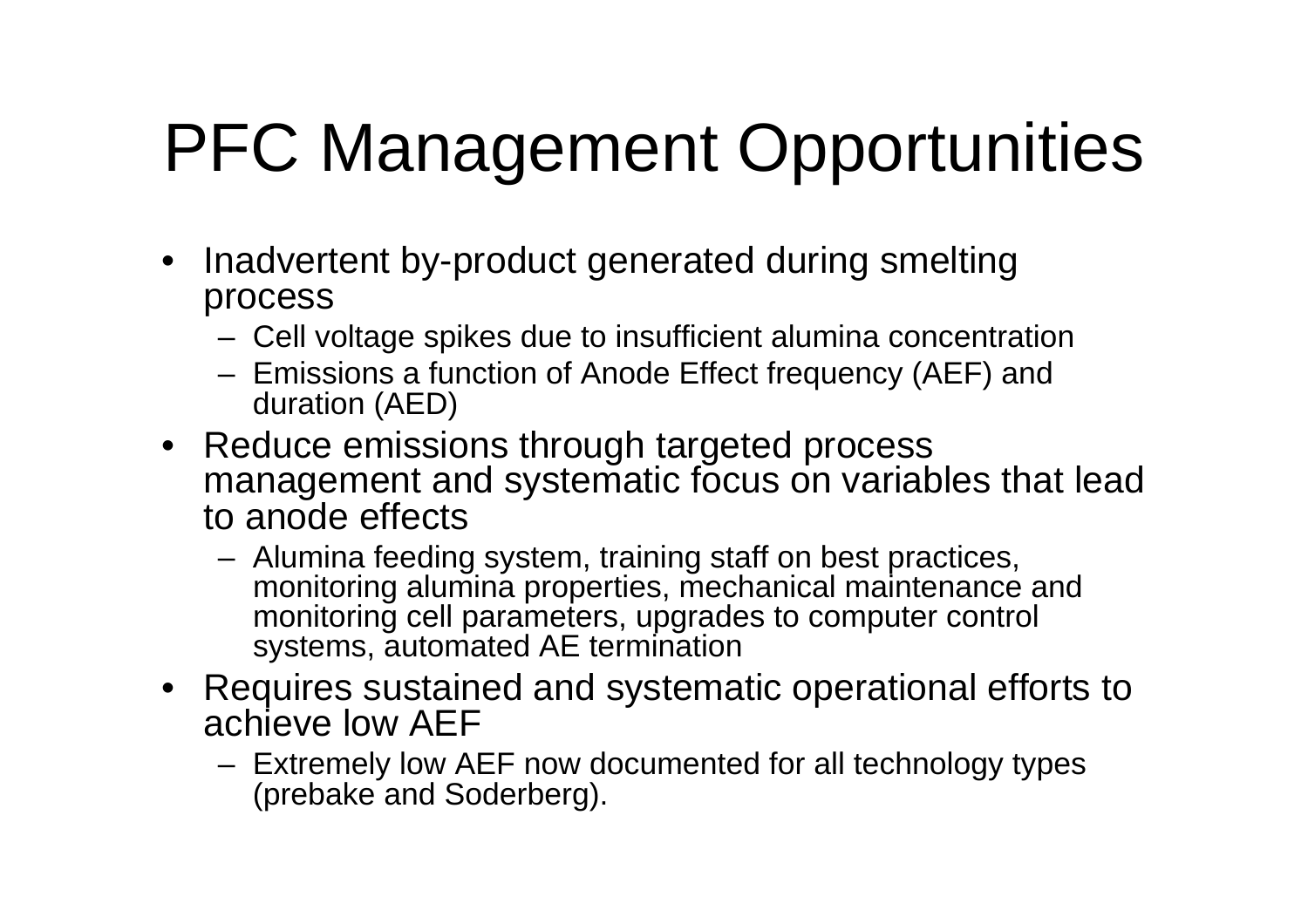# PFC Management Opportunities

- Inadvertent by-product generated during smelting process
  - Cell voltage spikes due to insufficient alumina concentration
  - Emissions a function of Anode Effect frequency (AEF) and duration (AED)
- Reduce emissions through targeted process management and systematic focus on variables that lead to anode effects
  - Alumina feeding system, training staff on best practices, monitoring alumina properties, mechanical maintenance and monitoring cell parameters, upgrades to computer control systems, automated AE termination
- Requires sustained and systematic operational efforts to achieve low AEF
  - Extremely low AEF now documented for all technology types (prebake and Soderberg).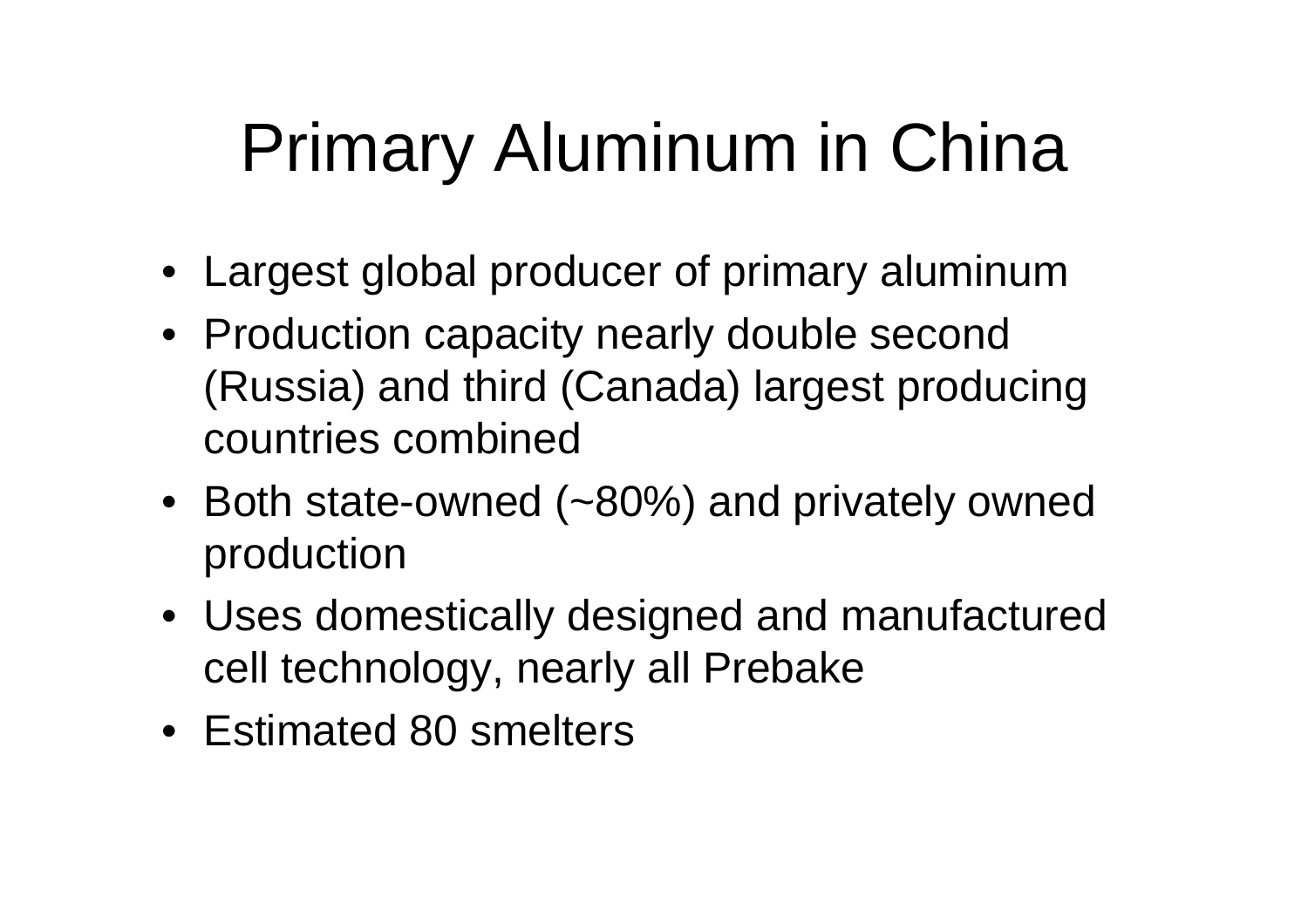# Primary Aluminum in China

- Largest global producer of primary aluminum
- Production capacity nearly double second (Russia) and third (Canada) largest producing countries combined
- Both state-owned (~80%) and privately owned production
- Uses domestically designed and manufactured cell technology, nearly all Prebake
- Estimated 80 smelters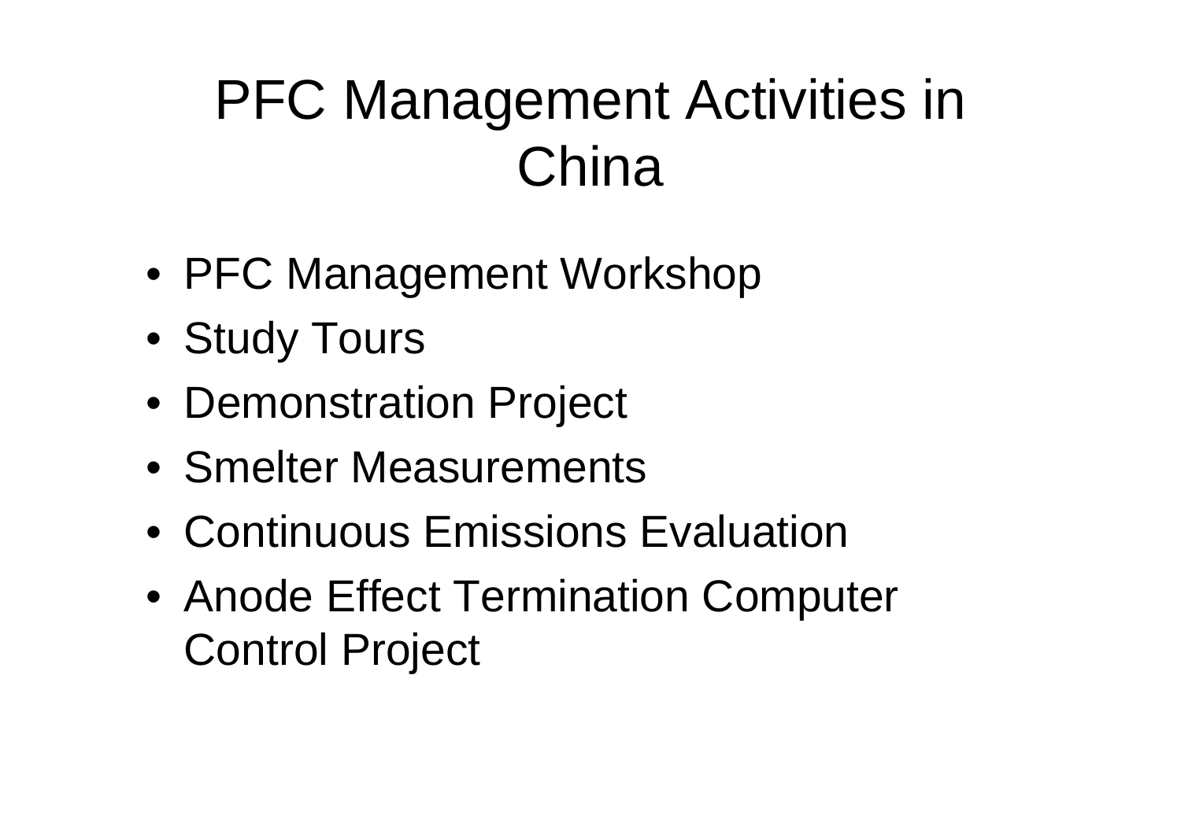# PFC Management Activities in China

- PFC Management Workshop
- Study Tours
- Demonstration Project
- Smelter Measurements
- Continuous Emissions Evaluation
- Anode Effect Termination Computer Control Project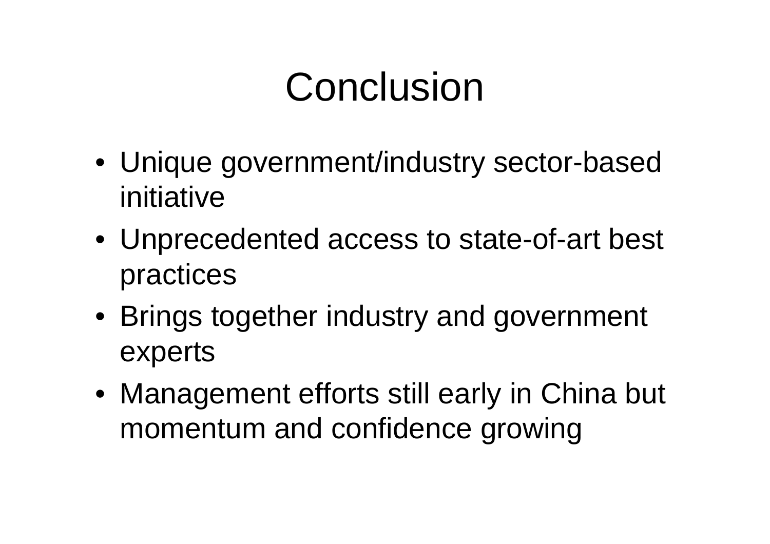# Conclusion

- Unique government/industry sector-based initiative
- Unprecedented access to state-of-art best practices
- Brings together industry and government experts
- Management efforts still early in China but momentum and confidence growing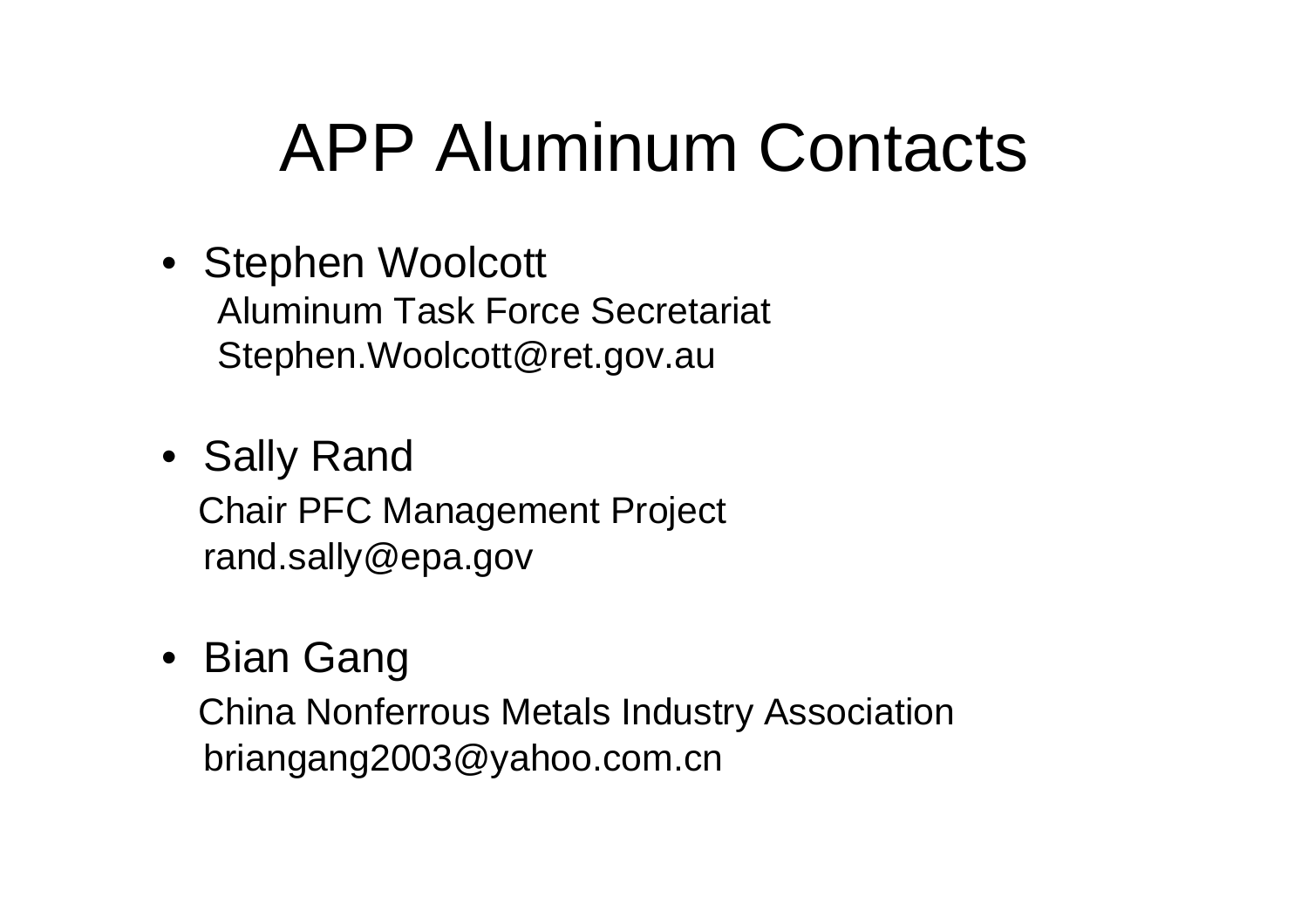# APP Aluminum Contacts

- Stephen Woolcott
  Aluminum Task Force Secretariat
  Stephen.Woolcott@ret.gov.au

- Sally Rand
  Chair PFC Management Project
  rand.sally@epa.gov

- Bian Gang
  China Nonferrous Metals Industry Association
  briangang2003@yahoo.com.cn